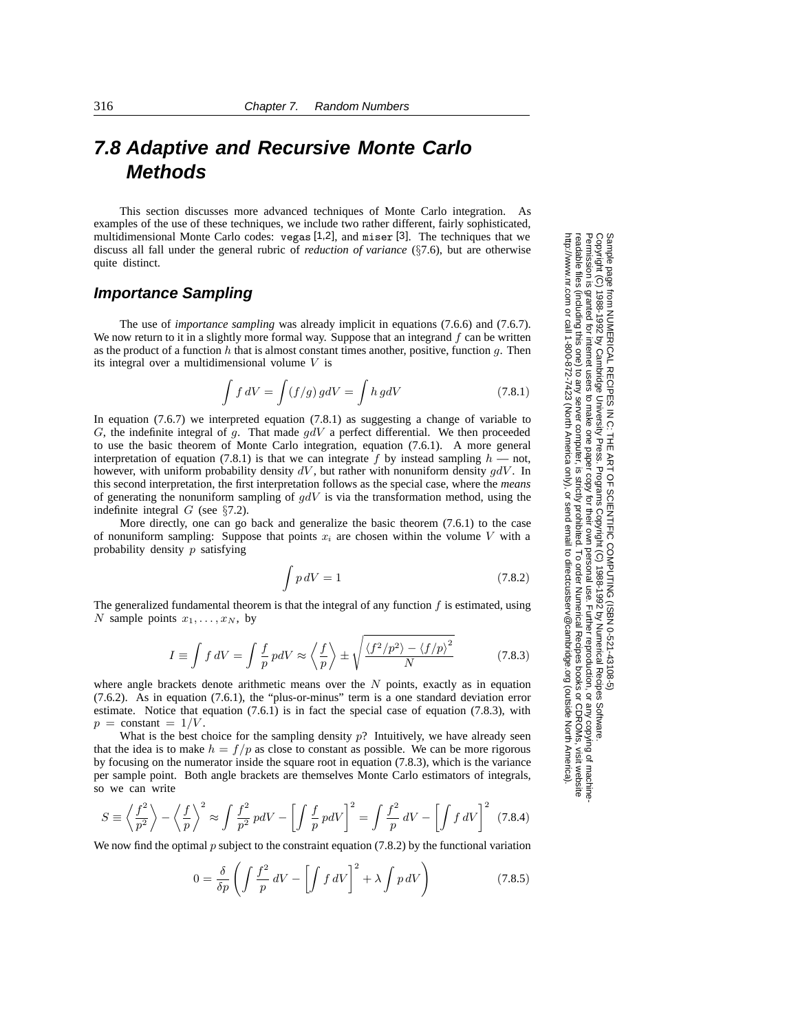# 7.8 Adaptive and Recursive Monte Carlo Methods

This section discusses more advanced techniques of Monte Carlo integration. As examples of the use of these techniques, we include two rather different, fairly sophisticated, multidimensional Monte Carlo codes: vegas [1,2], and miser [3]. The techniques that we discuss all fall under the general rubric of *reduction of variance* (§7.6), but are otherwise quite distinct.

## Importance Sampling

The use of *importance sampling* was already implicit in equations (7.6.6) and (7.6.7). We now return to it in a slightly more formal way. Suppose that an integrand $f$ can be written as the product of a function $h$ that is almost constant times another, positive, function $g$. Then its integral over a multidimensional volume $V$ is

$$\int f\, dV = \int (f/g)\, g dV = \int h\, g dV \tag{7.8.1}$$

In equation (7.6.7) we interpreted equation (7.8.1) as suggesting a change of variable to $G$, the indefinite integral of $g$. That made $g dV$ a perfect differential. We then proceeded to use the basic theorem of Monte Carlo integration, equation (7.6.1). A more general interpretation of equation (7.8.1) is that we can integrate $f$ by instead sampling $h$ — not, however, with uniform probability density $dV$, but rather with nonuniform density $g dV$. In this second interpretation, the first interpretation follows as the special case, where the *means* of generating the nonuniform sampling of $g dV$ is via the transformation method, using the indefinite integral $G$ (see §7.2).

More directly, one can go back and generalize the basic theorem (7.6.1) to the case of nonuniform sampling: Suppose that points $x_i$ are chosen within the volume $V$ with a probability density $p$ satisfying

$$\int p\, dV = 1 \tag{7.8.2}$$

The generalized fundamental theorem is that the integral of any function $f$ is estimated, using $N$ sample points $x_1, \dots, x_N$, by

$$I \equiv \int f\, dV = \int \frac{f}{p}\, p dV \approx \left\langle \frac{f}{p} \right\rangle \pm \sqrt{\frac{\langle f^2/p^2 \rangle - \langle f/p \rangle^2}{N}} \tag{7.8.3}$$

where angle brackets denote arithmetic means over the $N$ points, exactly as in equation (7.6.2). As in equation (7.6.1), the "plus-or-minus" term is a one standard deviation error estimate. Notice that equation (7.6.1) is in fact the special case of equation (7.8.3), with $p = \text{constant} = 1/V$.

What is the best choice for the sampling density $p$? Intuitively, we have already seen that the idea is to make $h = f/p$ as close to constant as possible. We can be more rigorous by focusing on the numerator inside the square root in equation (7.8.3), which is the variance per sample point. Both angle brackets are themselves Monte Carlo estimators of integrals, so we can write

$$S \equiv \left\langle \frac{f^2}{p^2} \right\rangle - \left\langle \frac{f}{p} \right\rangle^2 \approx \int \frac{f^2}{p^2}\, p dV - \left[ \int \frac{f}{p}\, p dV \right]^2 = \int \frac{f^2}{p}\, dV - \left[ \int f\, dV \right]^2 \tag{7.8.4}$$

We now find the optimal $p$ subject to the constraint equation (7.8.2) by the functional variation

$$0 = \frac{\delta}{\delta p} \left( \int \frac{f^2}{p}\, dV - \left[ \int f\, dV \right]^2 + \lambda \int p\, dV \right) \tag{7.8.5}$$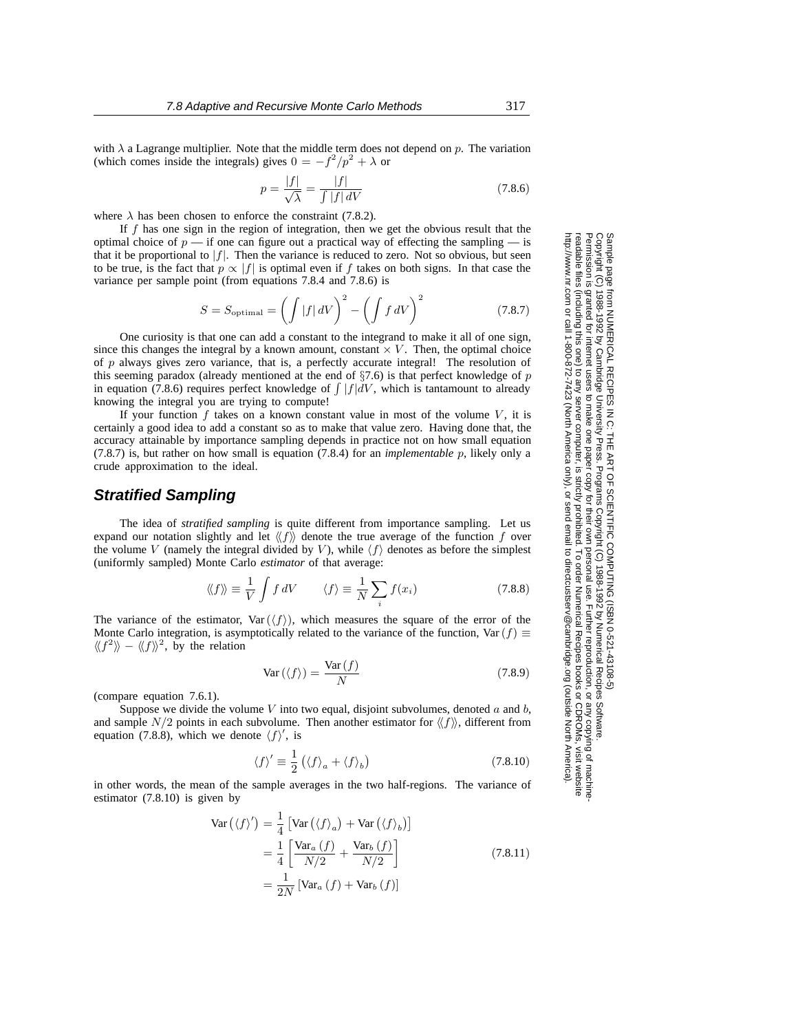with $\lambda$ a Lagrange multiplier. Note that the middle term does not depend on $p$. The variation (which comes inside the integrals) gives $0 = -f^2/p^2 + \lambda$ or

$$p = \frac{|f|}{\sqrt{\lambda}} = \frac{|f|}{\int |f| \, dV} \tag{7.8.6}$$

where $\lambda$ has been chosen to enforce the constraint (7.8.2).

If $f$ has one sign in the region of integration, then we get the obvious result that the optimal choice of $p$ — if one can figure out a practical way of effecting the sampling — is that it be proportional to $|f|$. Then the variance is reduced to zero. Not so obvious, but seen to be true, is the fact that $p \propto |f|$ is optimal even if $f$ takes on both signs. In that case the variance per sample point (from equations 7.8.4 and 7.8.6) is

$$S = S_{\text{optimal}} = \left( \int |f| \, dV \right)^2 - \left( \int f \, dV \right)^2 \tag{7.8.7}$$

One curiosity is that one can add a constant to the integrand to make it all of one sign, since this changes the integral by a known amount, constant $\times$ $V$. Then, the optimal choice of $p$ always gives zero variance, that is, a perfectly accurate integral! The resolution of this seeming paradox (already mentioned at the end of §7.6) is that perfect knowledge of $p$ in equation (7.8.6) requires perfect knowledge of $\int |f| dV$, which is tantamount to already knowing the integral you are trying to compute!

If your function $f$ takes on a known constant value in most of the volume $V$, it is certainly a good idea to add a constant so as to make that value zero. Having done that, the accuracy attainable by importance sampling depends in practice not on how small equation (7.8.7) is, but rather on how small is equation (7.8.4) for an *implementable* $p$, likely only a crude approximation to the ideal.

## Stratified Sampling

The idea of *stratified sampling* is quite different from importance sampling. Let us expand our notation slightly and let $\langle\langle f \rangle\rangle$ denote the true average of the function $f$ over the volume $V$ (namely the integral divided by $V$), while $\langle f \rangle$ denotes as before the simplest (uniformly sampled) Monte Carlo *estimator* of that average:

$$\langle\langle f \rangle\rangle \equiv \frac{1}{V} \int f \, dV \qquad \langle f \rangle \equiv \frac{1}{N} \sum_i f(x_i) \tag{7.8.8}$$

The variance of the estimator, $\text{Var}(\langle f \rangle)$, which measures the square of the error of the Monte Carlo integration, is asymptotically related to the variance of the function, $\text{Var}(f) \equiv \langle\langle f^2 \rangle\rangle - \langle\langle f \rangle\rangle^2$, by the relation

$$\text{Var}(\langle f \rangle) = \frac{\text{Var}(f)}{N} \tag{7.8.9}$$

(compare equation 7.6.1).

Suppose we divide the volume $V$ into two equal, disjoint subvolumes, denoted $a$ and $b$, and sample $N/2$ points in each subvolume. Then another estimator for $\langle\langle f \rangle\rangle$, different from equation (7.8.8), which we denote $\langle f \rangle'$, is

$$\langle f \rangle' \equiv \frac{1}{2} \left( \langle f \rangle_a + \langle f \rangle_b \right) \tag{7.8.10}$$

in other words, the mean of the sample averages in the two half-regions. The variance of estimator (7.8.10) is given by

$$\begin{aligned}
\text{Var}\left(\langle f \rangle'\right) &= \frac{1}{4} \left[ \text{Var}\left(\langle f \rangle_a\right) + \text{Var}\left(\langle f \rangle_b\right) \right] \\
&= \frac{1}{4} \left[ \frac{\text{Var}_a(f)}{N/2} + \frac{\text{Var}_b(f)}{N/2} \right] \\
&= \frac{1}{2N} \left[ \text{Var}_a(f) + \text{Var}_b(f) \right]
\end{aligned} \tag{7.8.11}$$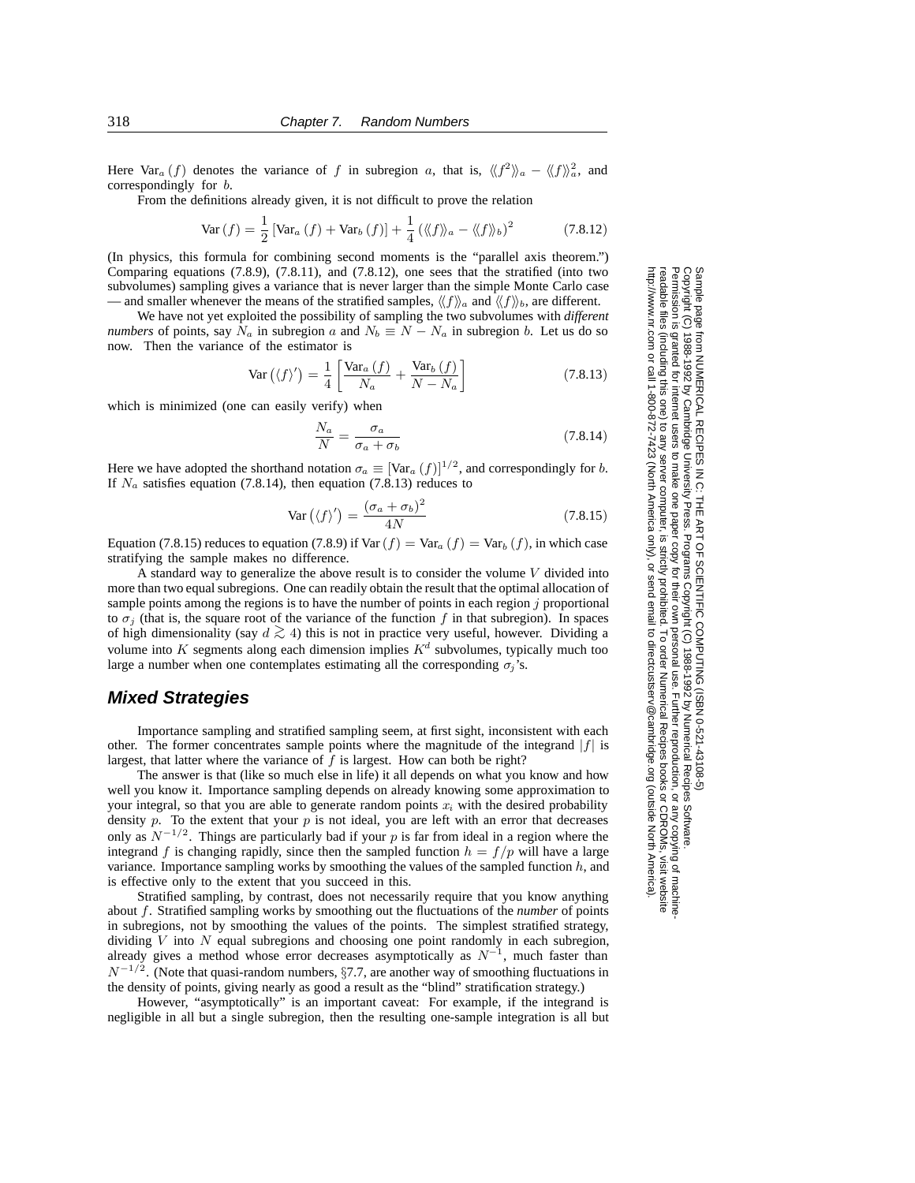Here $\mathrm{Var}_a(f)$ denotes the variance of $f$ in subregion $a$, that is, $\langle\!\langle f^2 \rangle\!\rangle_a - \langle\!\langle f \rangle\!\rangle_a^2$, and correspondingly for $b$.

From the definitions already given, it is not difficult to prove the relation

$$\mathrm{Var}(f) = \frac{1}{2}\left[\mathrm{Var}_a(f) + \mathrm{Var}_b(f)\right] + \frac{1}{4}\left(\langle\!\langle f \rangle\!\rangle_a - \langle\!\langle f \rangle\!\rangle_b\right)^2 \tag{7.8.12}$$

(In physics, this formula for combining second moments is the "parallel axis theorem.") Comparing equations (7.8.9), (7.8.11), and (7.8.12), one sees that the stratified (into two subvolumes) sampling gives a variance that is never larger than the simple Monte Carlo case — and smaller whenever the means of the stratified samples, $\langle\!\langle f \rangle\!\rangle_a$ and $\langle\!\langle f \rangle\!\rangle_b$, are different.

We have not yet exploited the possibility of sampling the two subvolumes with *different numbers* of points, say $N_a$ in subregion $a$ and $N_b \equiv N - N_a$ in subregion $b$. Let us do so now. Then the variance of the estimator is

$$\mathrm{Var}\left(\langle f \rangle'\right) = \frac{1}{4}\left[\frac{\mathrm{Var}_a(f)}{N_a} + \frac{\mathrm{Var}_b(f)}{N - N_a}\right] \tag{7.8.13}$$

which is minimized (one can easily verify) when

$$\frac{N_a}{N} = \frac{\sigma_a}{\sigma_a + \sigma_b} \tag{7.8.14}$$

Here we have adopted the shorthand notation $\sigma_a \equiv [\mathrm{Var}_a(f)]^{1/2}$, and correspondingly for $b$. If $N_a$ satisfies equation (7.8.14), then equation (7.8.13) reduces to

$$\mathrm{Var}\left(\langle f \rangle'\right) = \frac{(\sigma_a + \sigma_b)^2}{4N} \tag{7.8.15}$$

Equation (7.8.15) reduces to equation (7.8.9) if $\mathrm{Var}(f) = \mathrm{Var}_a(f) = \mathrm{Var}_b(f)$, in which case stratifying the sample makes no difference.

A standard way to generalize the above result is to consider the volume $V$ divided into more than two equal subregions. One can readily obtain the result that the optimal allocation of sample points among the regions is to have the number of points in each region $j$ proportional to $\sigma_j$ (that is, the square root of the variance of the function $f$ in that subregion). In spaces of high dimensionality (say $d \gtrsim 4$) this is not in practice very useful, however. Dividing a volume into $K$ segments along each dimension implies $K^d$ subvolumes, typically much too large a number when one contemplates estimating all the corresponding $\sigma_j$'s.

## Mixed Strategies

Importance sampling and stratified sampling seem, at first sight, inconsistent with each other. The former concentrates sample points where the magnitude of the integrand $|f|$ is largest, that latter where the variance of $f$ is largest. How can both be right?

The answer is that (like so much else in life) it all depends on what you know and how well you know it. Importance sampling depends on already knowing some approximation to your integral, so that you are able to generate random points $x_i$ with the desired probability density $p$. To the extent that your $p$ is not ideal, you are left with an error that decreases only as $N^{-1/2}$. Things are particularly bad if your $p$ is far from ideal in a region where the integrand $f$ is changing rapidly, since then the sampled function $h = f/p$ will have a large variance. Importance sampling works by smoothing the values of the sampled function $h$, and is effective only to the extent that you succeed in this.

Stratified sampling, by contrast, does not necessarily require that you know anything about $f$. Stratified sampling works by smoothing out the fluctuations of the *number* of points in subregions, not by smoothing the values of the points. The simplest stratified strategy, dividing $V$ into $N$ equal subregions and choosing one point randomly in each subregion, already gives a method whose error decreases asymptotically as $N^{-1}$, much faster than $N^{-1/2}$. (Note that quasi-random numbers, §7.7, are another way of smoothing fluctuations in the density of points, giving nearly as good a result as the "blind" stratification strategy.)

However, "asymptotically" is an important caveat: For example, if the integrand is negligible in all but a single subregion, then the resulting one-sample integration is all but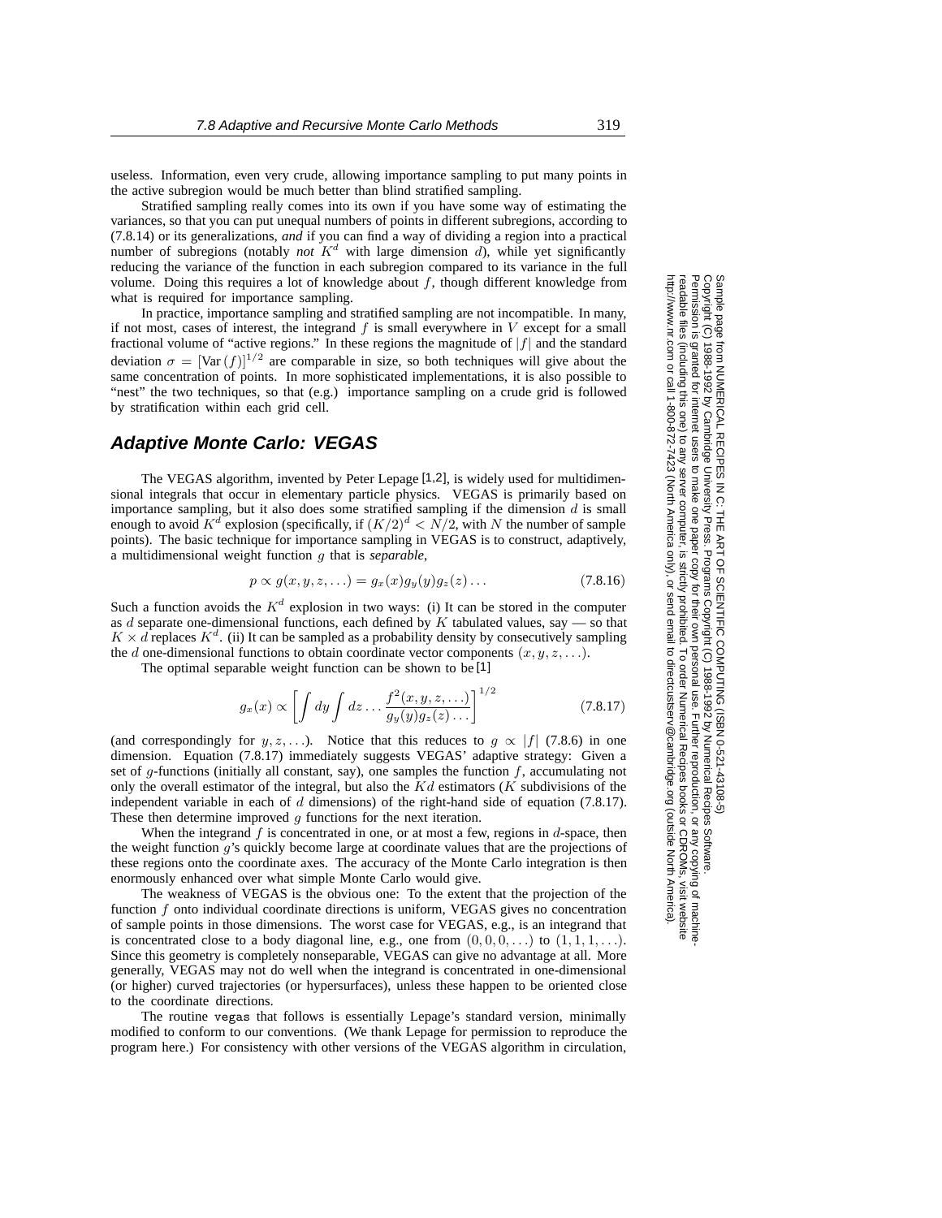useless. Information, even very crude, allowing importance sampling to put many points in the active subregion would be much better than blind stratified sampling.

Stratified sampling really comes into its own if you have some way of estimating the variances, so that you can put unequal numbers of points in different subregions, according to (7.8.14) or its generalizations, *and* if you can find a way of dividing a region into a practical number of subregions (notably *not* $K^d$ with large dimension $d$), while yet significantly reducing the variance of the function in each subregion compared to its variance in the full volume. Doing this requires a lot of knowledge about $f$, though different knowledge from what is required for importance sampling.

In practice, importance sampling and stratified sampling are not incompatible. In many, if not most, cases of interest, the integrand $f$ is small everywhere in $V$ except for a small fractional volume of "active regions." In these regions the magnitude of $|f|$ and the standard deviation $\sigma = [\mathrm{Var}\,(f)]^{1/2}$ are comparable in size, so both techniques will give about the same concentration of points. In more sophisticated implementations, it is also possible to "nest" the two techniques, so that (e.g.) importance sampling on a crude grid is followed by stratification within each grid cell.

## Adaptive Monte Carlo: VEGAS

The VEGAS algorithm, invented by Peter Lepage [1,2], is widely used for multidimensional integrals that occur in elementary particle physics. VEGAS is primarily based on importance sampling, but it also does some stratified sampling if the dimension $d$ is small enough to avoid $K^d$ explosion (specifically, if $(K/2)^d < N/2$, with $N$ the number of sample points). The basic technique for importance sampling in VEGAS is to construct, adaptively, a multidimensional weight function $g$ that is *separable*,

$$p \propto g(x, y, z, \ldots) = g_x(x)g_y(y)g_z(z)\ldots \tag{7.8.16}$$

Such a function avoids the $K^d$ explosion in two ways: (i) It can be stored in the computer as $d$ separate one-dimensional functions, each defined by $K$ tabulated values, say — so that $K \times d$ replaces $K^d$. (ii) It can be sampled as a probability density by consecutively sampling the $d$ one-dimensional functions to obtain coordinate vector components $(x, y, z, \ldots)$.

The optimal separable weight function can be shown to be [1]

$$g_x(x) \propto \left[\int dy \int dz \ldots \frac{f^2(x, y, z, \ldots)}{g_y(y)g_z(z)\ldots}\right]^{1/2} \tag{7.8.17}$$

(and correspondingly for $y, z, \ldots$). Notice that this reduces to $g \propto |f|$ (7.8.6) in one dimension. Equation (7.8.17) immediately suggests VEGAS' adaptive strategy: Given a set of $g$-functions (initially all constant, say), one samples the function $f$, accumulating not only the overall estimator of the integral, but also the $Kd$ estimators ($K$ subdivisions of the independent variable in each of $d$ dimensions) of the right-hand side of equation (7.8.17). These then determine improved $g$ functions for the next iteration.

When the integrand $f$ is concentrated in one, or at most a few, regions in $d$-space, then the weight function $g$'s quickly become large at coordinate values that are the projections of these regions onto the coordinate axes. The accuracy of the Monte Carlo integration is then enormously enhanced over what simple Monte Carlo would give.

The weakness of VEGAS is the obvious one: To the extent that the projection of the function $f$ onto individual coordinate directions is uniform, VEGAS gives no concentration of sample points in those dimensions. The worst case for VEGAS, e.g., is an integrand that is concentrated close to a body diagonal line, e.g., one from $(0, 0, 0, \ldots)$ to $(1, 1, 1, \ldots)$. Since this geometry is completely nonseparable, VEGAS can give no advantage at all. More generally, VEGAS may not do well when the integrand is concentrated in one-dimensional (or higher) curved trajectories (or hypersurfaces), unless these happen to be oriented close to the coordinate directions.

The routine vegas that follows is essentially Lepage's standard version, minimally modified to conform to our conventions. (We thank Lepage for permission to reproduce the program here.) For consistency with other versions of the VEGAS algorithm in circulation,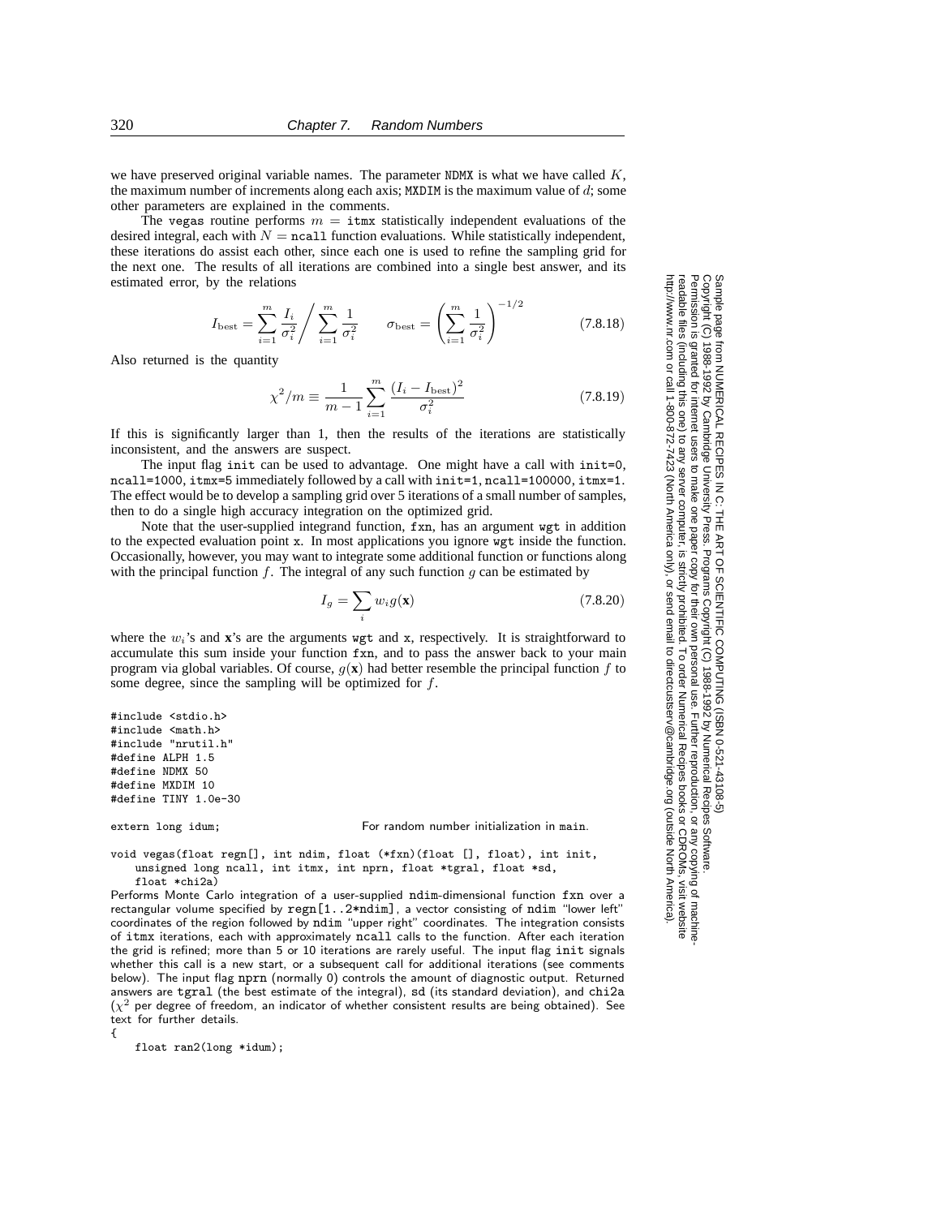we have preserved original variable names. The parameter NDMX is what we have called $K$, the maximum number of increments along each axis; MXDIM is the maximum value of $d$; some other parameters are explained in the comments.

The vegas routine performs $m = $ itmx statistically independent evaluations of the desired integral, each with $N = $ ncall function evaluations. While statistically independent, these iterations do assist each other, since each one is used to refine the sampling grid for the next one. The results of all iterations are combined into a single best answer, and its estimated error, by the relations

$$I_{\text{best}} = \sum_{i=1}^{m} \frac{I_i}{\sigma_i^2} \bigg/ \sum_{i=1}^{m} \frac{1}{\sigma_i^2} \qquad \sigma_{\text{best}} = \left( \sum_{i=1}^{m} \frac{1}{\sigma_i^2} \right)^{-1/2} \tag{7.8.18}$$

Also returned is the quantity

$$\chi^2/m \equiv \frac{1}{m-1} \sum_{i=1}^{m} \frac{(I_i - I_{\text{best}})^2}{\sigma_i^2} \tag{7.8.19}$$

If this is significantly larger than 1, then the results of the iterations are statistically inconsistent, and the answers are suspect.

The input flag init can be used to advantage. One might have a call with init=0, ncall=1000, itmx=5 immediately followed by a call with init=1, ncall=100000, itmx=1. The effect would be to develop a sampling grid over 5 iterations of a small number of samples, then to do a single high accuracy integration on the optimized grid.

Note that the user-supplied integrand function, fxn, has an argument wgt in addition to the expected evaluation point x. In most applications you ignore wgt inside the function. Occasionally, however, you may want to integrate some additional function or functions along with the principal function $f$. The integral of any such function $g$ can be estimated by

$$I_g = \sum_i w_i g(\mathbf{x}) \tag{7.8.20}$$

where the $w_i$'s and $\mathbf{x}$'s are the arguments wgt and x, respectively. It is straightforward to accumulate this sum inside your function fxn, and to pass the answer back to your main program via global variables. Of course, $g(\mathbf{x})$ had better resemble the principal function $f$ to some degree, since the sampling will be optimized for $f$.

```
#include <stdio.h>
#include <math.h>
#include "nrutil.h"
#define ALPH 1.5
#define NDMX 50
#define MXDIM 10
#define TINY 1.0e-30

extern long idum;                        For random number initialization in main.

void vegas(float regn[], int ndim, float (*fxn)(float [], float), int init,
    unsigned long ncall, int itmx, int nprn, float *tgral, float *sd,
    float *chi2a)
```

Performs Monte Carlo integration of a user-supplied ndim-dimensional function fxn over a rectangular volume specified by regn[1..2*ndim], a vector consisting of ndim "lower left" coordinates of the region followed by ndim "upper right" coordinates. The integration consists of itmx iterations, each with approximately ncall calls to the function. After each iteration the grid is refined; more than 5 or 10 iterations are rarely useful. The input flag init signals whether this call is a new start, or a subsequent call for additional iterations (see comments below). The input flag nprn (normally 0) controls the amount of diagnostic output. Returned answers are tgral (the best estimate of the integral), sd (its standard deviation), and chi2a ($\chi^2$ per degree of freedom, an indicator of whether consistent results are being obtained). See text for further details.

```
{
    float ran2(long *idum);
```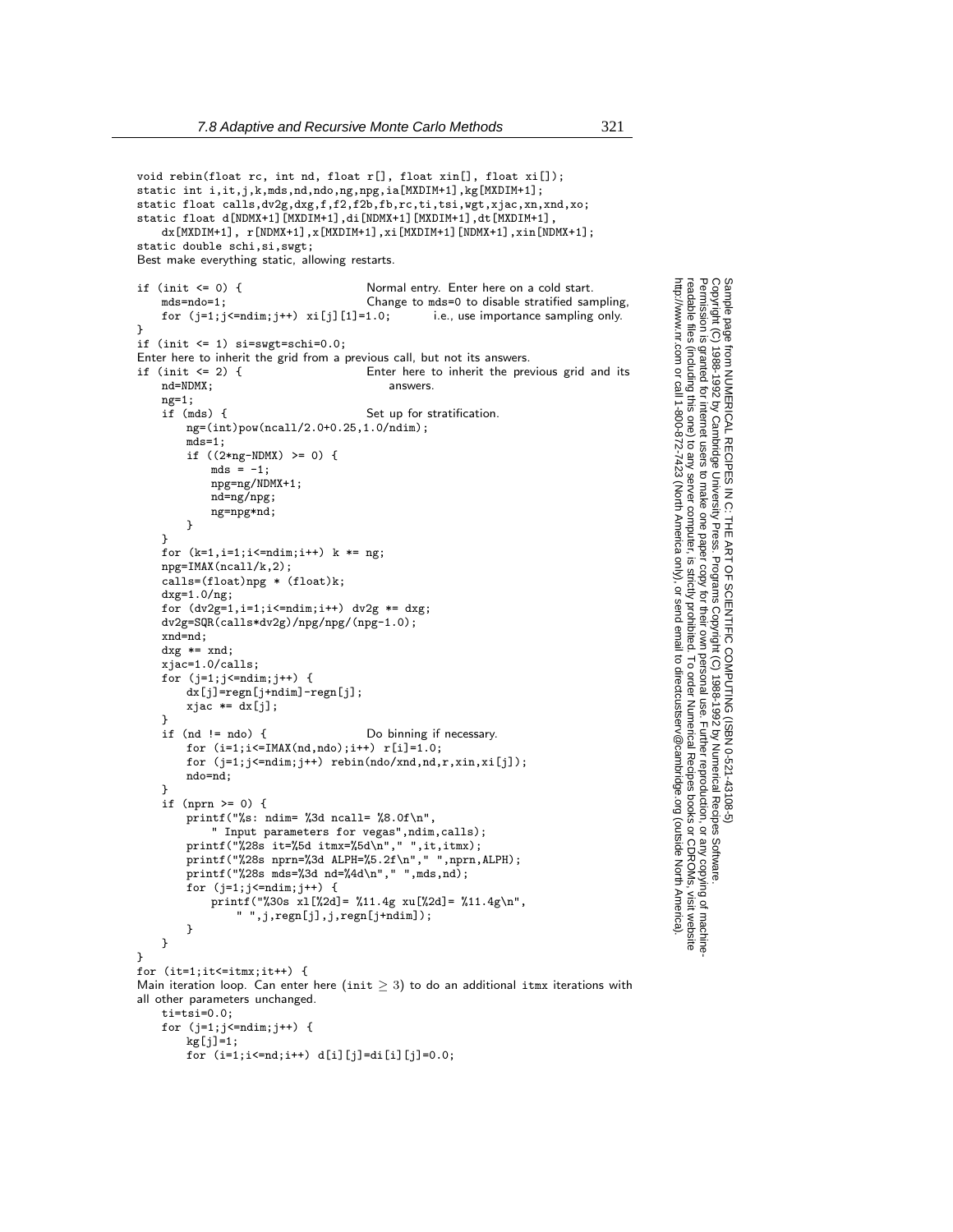```
void rebin(float rc, int nd, float r[], float xin[], float xi[]);
static int i,it,j,k,mds,nd,ndo,ng,npg,ia[MXDIM+1],kg[MXDIM+1];
static float calls,dv2g,dxg,f,f2,f2b,fb,rc,ti,tsi,wgt,xjac,xn,xnd,xo;
static float d[NDMX+1][MXDIM+1],di[NDMX+1][MXDIM+1],dt[MXDIM+1],
    dx[MXDIM+1], r[NDMX+1],x[MXDIM+1],xi[MXDIM+1][NDMX+1],xin[NDMX+1];
static double schi,si,swgt;
```

Best make everything static, allowing restarts.

```
if (init <= 0) {                        Normal entry. Enter here on a cold start.
    mds=ndo=1;                          Change to mds=0 to disable stratified sampling,
    for (j=1;j<=ndim;j++) xi[j][1]=1.0;     i.e., use importance sampling only.
}
if (init <= 1) si=swgt=schi=0.0;
```

Enter here to inherit the grid from a previous call, but not its answers.

```
if (init <= 2) {                        Enter here to inherit the previous grid and its
    nd=NDMX;                                answers.
    ng=1;
    if (mds) {                          Set up for stratification.
        ng=(int)pow(ncall/2.0+0.25,1.0/ndim);
        mds=1;
        if ((2*ng-NDMX) >= 0) {
            mds = -1;
            npg=ng/NDMX+1;
            nd=ng/npg;
            ng=npg*nd;
        }
    }
    for (k=1,i=1;i<=ndim;i++) k *= ng;
    npg=IMAX(ncall/k,2);
    calls=(float)npg * (float)k;
    dxg=1.0/ng;
    for (dv2g=1,i=1;i<=ndim;i++) dv2g *= dxg;
    dv2g=SQR(calls*dv2g)/npg/npg/(npg-1.0);
    xnd=nd;
    dxg *= xnd;
    xjac=1.0/calls;
    for (j=1;j<=ndim;j++) {
        dx[j]=regn[j+ndim]-regn[j];
        xjac *= dx[j];
    }
    if (nd != ndo) {                    Do binning if necessary.
        for (i=1;i<=IMAX(nd,ndo);i++) r[i]=1.0;
        for (j=1;j<=ndim;j++) rebin(ndo/xnd,nd,r,xin,xi[j]);
        ndo=nd;
    }
    if (nprn >= 0) {
        printf("%s: ndim= %3d ncall= %8.0f\n",
            " Input parameters for vegas",ndim,calls);
        printf("%28s  it=%5d itmx=%5d\n"," ",it,itmx);
        printf("%28s  nprn=%3d ALPH=%5.2f\n"," ",nprn,ALPH);
        printf("%28s  mds=%3d nd=%4d\n"," ",mds,nd);
        for (j=1;j<=ndim;j++) {
            printf("%30s xl[%2d]= %11.4g xu[%2d]= %11.4g\n",
                " ",j,regn[j],j,regn[j+ndim]);
        }
    }
}
for (it=1;it<=itmx;it++) {
```

Main iteration loop. Can enter here (init $\geq 3$) to do an additional itmx iterations with all other parameters unchanged.

```
    ti=tsi=0.0;
    for (j=1;j<=ndim;j++) {
        kg[j]=1;
        for (i=1;i<=nd;i++) d[i][j]=di[i][j]=0.0;
```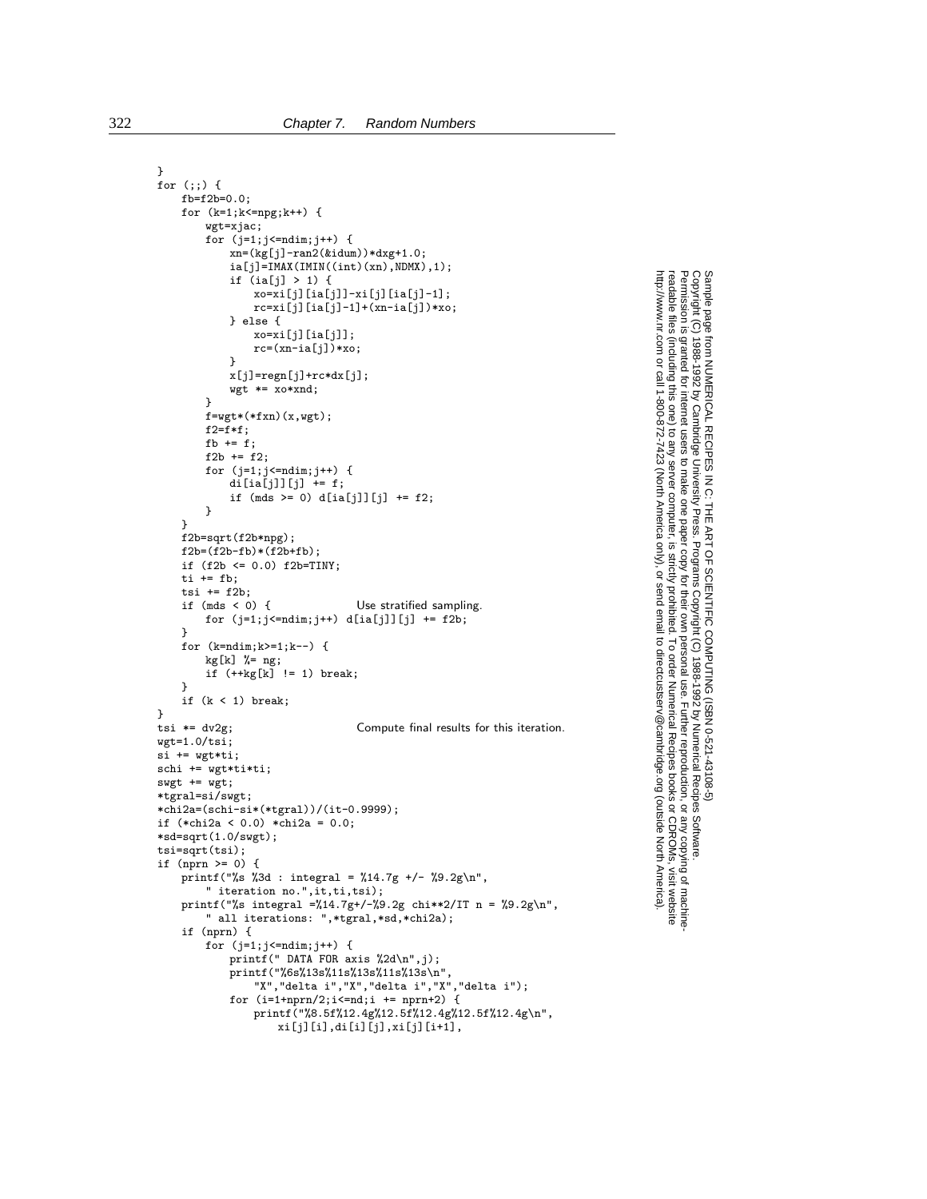```
}
for (;;) {
    fb=f2b=0.0;
    for (k=1;k<=npg;k++) {
        wgt=xjac;
        for (j=1;j<=ndim;j++) {
            xn=(kg[j]-ran2(&idum))*dxg+1.0;
            ia[j]=IMAX(IMIN((int)(xn),NDMX),1);
            if (ia[j] > 1) {
                xo=xi[j][ia[j]]-xi[j][ia[j]-1];
                rc=xi[j][ia[j]-1]+(xn-ia[j])*xo;
            } else {
                xo=xi[j][ia[j]];
                rc=(xn-ia[j])*xo;
            }
            x[j]=regn[j]+rc*dx[j];
            wgt *= xo*xnd;
        }
        f=wgt*(*fxn)(x,wgt);
        f2=f*f;
        fb += f;
        f2b += f2;
        for (j=1;j<=ndim;j++) {
            di[ia[j]][j] += f;
            if (mds >= 0) d[ia[j]][j] += f2;
        }
    }
    f2b=sqrt(f2b*npg);
    f2b=(f2b-fb)*(f2b+fb);
    if (f2b <= 0.0) f2b=TINY;
    ti += fb;
    tsi += f2b;
    if (mds < 0) {                  Use stratified sampling.
        for (j=1;j<=ndim;j++) d[ia[j]][j] += f2b;
    }
    for (k=ndim;k>=1;k--) {
        kg[k] %= ng;
        if (++kg[k] != 1) break;
    }
    if (k < 1) break;
}
tsi *= dv2g;                        Compute final results for this iteration.
wgt=1.0/tsi;
si += wgt*ti;
schi += wgt*ti*ti;
swgt += wgt;
*tgral=si/swgt;
*chi2a=(schi-si*(*tgral))/(it-0.9999);
if (*chi2a < 0.0) *chi2a = 0.0;
*sd=sqrt(1.0/swgt);
tsi=sqrt(tsi);
if (nprn >= 0) {
    printf("%s %3d : integral = %14.7g +/- %9.2g\n",
        " iteration no.",it,ti,tsi);
    printf("%s integral =%14.7g+/-%9.2g chi**2/IT n = %9.2g\n",
        " all iterations: ",*tgral,*sd,*chi2a);
    if (nprn) {
        for (j=1;j<=ndim;j++) {
            printf(" DATA FOR axis %2d\n",j);
            printf("%6s%13s%11s%13s%11s%13s\n",
                "X","delta i","X","delta i","X","delta i");
            for (i=1+nprn/2;i<=nd;i += nprn+2) {
                printf("%8.5f%12.4g%12.5f%12.4g%12.5f%12.4g\n",
                    xi[j][i],di[i][j],xi[j][i+1],
```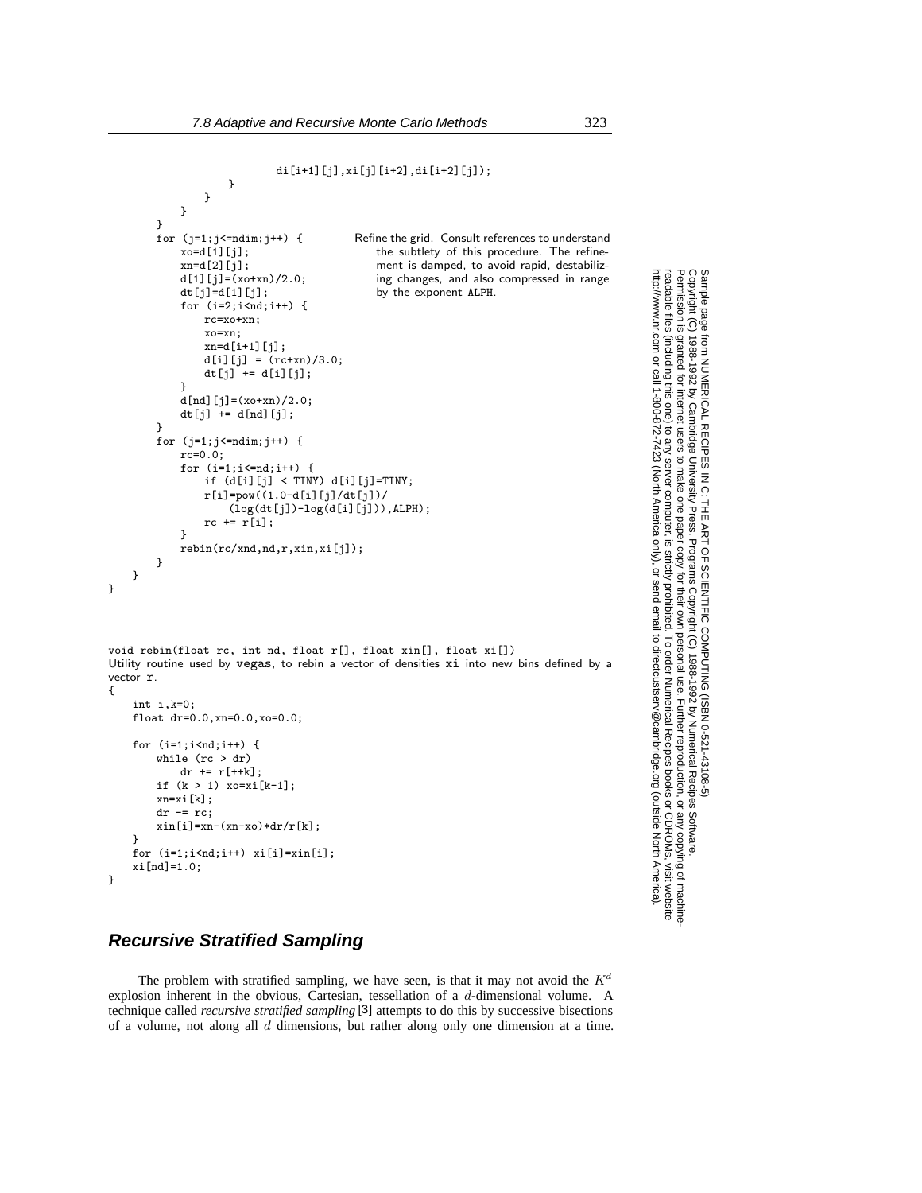```
                        di[i+1][j],xi[j][i+2],di[i+2][j]);
                }
            }
        }
    }
    for (j=1;j<=ndim;j++) {            Refine the grid. Consult references to understand
        xo=d[1][j];                        the subtlety of this procedure. The refine-
        xn=d[2][j];                        ment is damped, to avoid rapid, destabiliz-
        d[1][j]=(xo+xn)/2.0;               ing changes, and also compressed in range
        dt[j]=d[1][j];                     by the exponent ALPH.
        for (i=2;i<nd;i++) {
            rc=xo+xn;
            xo=xn;
            xn=d[i+1][j];
            d[i][j] = (rc+xn)/3.0;
            dt[j] += d[i][j];
        }
        d[nd][j]=(xo+xn)/2.0;
        dt[j] += d[nd][j];
    }
    for (j=1;j<=ndim;j++) {
        rc=0.0;
        for (i=1;i<=nd;i++) {
            if (d[i][j] < TINY) d[i][j]=TINY;
            r[i]=pow((1.0-d[i][j]/dt[j])/
                (log(dt[j])-log(d[i][j])),ALPH);
            rc += r[i];
        }
        rebin(rc/xnd,nd,r,xin,xi[j]);
    }
  }
}
```

```
void rebin(float rc, int nd, float r[], float xin[], float xi[])
```
Utility routine used by vegas, to rebin a vector of densities xi into new bins defined by a vector r.
```
{
    int i,k=0;
    float dr=0.0,xn=0.0,xo=0.0;

    for (i=1;i<nd;i++) {
        while (rc > dr)
            dr += r[++k];
        if (k > 1) xo=xi[k-1];
        xn=xi[k];
        dr -= rc;
        xin[i]=xn-(xn-xo)*dr/r[k];
    }
    for (i=1;i<nd;i++) xi[i]=xin[i];
    xi[nd]=1.0;
}
```

## Recursive Stratified Sampling

The problem with stratified sampling, we have seen, is that it may not avoid the $K^d$ explosion inherent in the obvious, Cartesian, tessellation of a $d$-dimensional volume. A technique called *recursive stratified sampling* [3] attempts to do this by successive bisections of a volume, not along all $d$ dimensions, but rather along only one dimension at a time.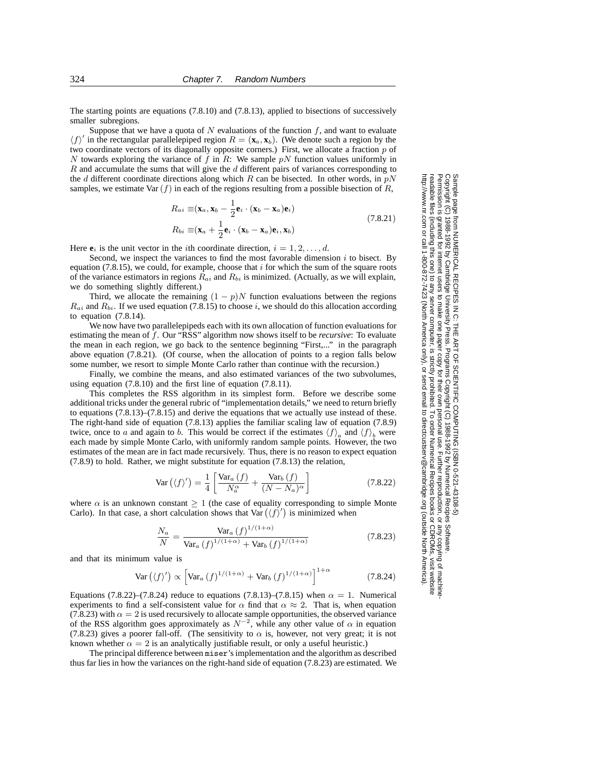The starting points are equations (7.8.10) and (7.8.13), applied to bisections of successively smaller subregions.

Suppose that we have a quota of $N$ evaluations of the function $f$, and want to evaluate $\langle f \rangle'$ in the rectangular parallelepiped region $R = (\mathbf{x}_a, \mathbf{x}_b)$. (We denote such a region by the two coordinate vectors of its diagonally opposite corners.) First, we allocate a fraction $p$ of $N$ towards exploring the variance of $f$ in $R$: We sample $pN$ function values uniformly in $R$ and accumulate the sums that will give the $d$ different pairs of variances corresponding to the $d$ different coordinate directions along which $R$ can be bisected. In other words, in $pN$ samples, we estimate Var $(f)$ in each of the regions resulting from a possible bisection of $R$,

$$
\begin{aligned}
R_{ai} &\equiv (\mathbf{x}_a, \mathbf{x}_b - \frac{1}{2}\mathbf{e}_i \cdot (\mathbf{x}_b - \mathbf{x}_a)\mathbf{e}_i) \\
R_{bi} &\equiv (\mathbf{x}_a + \frac{1}{2}\mathbf{e}_i \cdot (\mathbf{x}_b - \mathbf{x}_a)\mathbf{e}_i, \mathbf{x}_b)
\end{aligned}
\tag{7.8.21}
$$

Here $\mathbf{e}_i$ is the unit vector in the $i$th coordinate direction, $i = 1, 2, \ldots, d$.

Second, we inspect the variances to find the most favorable dimension $i$ to bisect. By equation (7.8.15), we could, for example, choose that $i$ for which the sum of the square roots of the variance estimators in regions $R_{ai}$ and $R_{bi}$ is minimized. (Actually, as we will explain, we do something slightly different.)

Third, we allocate the remaining $(1 - p)N$ function evaluations between the regions $R_{ai}$ and $R_{bi}$. If we used equation (7.8.15) to choose $i$, we should do this allocation according to equation (7.8.14).

We now have two parallelepipeds each with its own allocation of function evaluations for estimating the mean of $f$. Our "RSS" algorithm now shows itself to be *recursive*: To evaluate the mean in each region, we go back to the sentence beginning "First,..." in the paragraph above equation (7.8.21). (Of course, when the allocation of points to a region falls below some number, we resort to simple Monte Carlo rather than continue with the recursion.)

Finally, we combine the means, and also estimated variances of the two subvolumes, using equation (7.8.10) and the first line of equation (7.8.11).

This completes the RSS algorithm in its simplest form. Before we describe some additional tricks under the general rubric of "implementation details," we need to return briefly to equations (7.8.13)–(7.8.15) and derive the equations that we actually use instead of these. The right-hand side of equation (7.8.13) applies the familiar scaling law of equation (7.8.9) twice, once to $a$ and again to $b$. This would be correct if the estimates $\langle f \rangle_a$ and $\langle f \rangle_b$ were each made by simple Monte Carlo, with uniformly random sample points. However, the two estimates of the mean are in fact made recursively. Thus, there is no reason to expect equation (7.8.9) to hold. Rather, we might substitute for equation (7.8.13) the relation,

$$
\text{Var}\left(\langle f \rangle'\right) = \frac{1}{4}\left[\frac{\text{Var}_a(f)}{N_a^{\alpha}} + \frac{\text{Var}_b(f)}{(N - N_a)^{\alpha}}\right]
\tag{7.8.22}
$$

where $\alpha$ is an unknown constant $\geq 1$ (the case of equality corresponding to simple Monte Carlo). In that case, a short calculation shows that $\text{Var}\left(\langle f \rangle'\right)$ is minimized when

$$
\frac{N_a}{N} = \frac{\text{Var}_a(f)^{1/(1+\alpha)}}{\text{Var}_a(f)^{1/(1+\alpha)} + \text{Var}_b(f)^{1/(1+\alpha)}}
\tag{7.8.23}
$$

and that its minimum value is

$$
\text{Var}\left(\langle f \rangle'\right) \propto \left[\text{Var}_a(f)^{1/(1+\alpha)} + \text{Var}_b(f)^{1/(1+\alpha)}\right]^{1+\alpha}
\tag{7.8.24}
$$

Equations (7.8.22)–(7.8.24) reduce to equations (7.8.13)–(7.8.15) when $\alpha = 1$. Numerical experiments to find a self-consistent value for $\alpha$ find that $\alpha \approx 2$. That is, when equation (7.8.23) with $\alpha = 2$ is used recursively to allocate sample opportunities, the observed variance of the RSS algorithm goes approximately as $N^{-2}$, while any other value of $\alpha$ in equation (7.8.23) gives a poorer fall-off. (The sensitivity to $\alpha$ is, however, not very great; it is not known whether $\alpha = 2$ is an analytically justifiable result, or only a useful heuristic.)

The principal difference between `miser`'s implementation and the algorithm as described thus far lies in how the variances on the right-hand side of equation (7.8.23) are estimated. We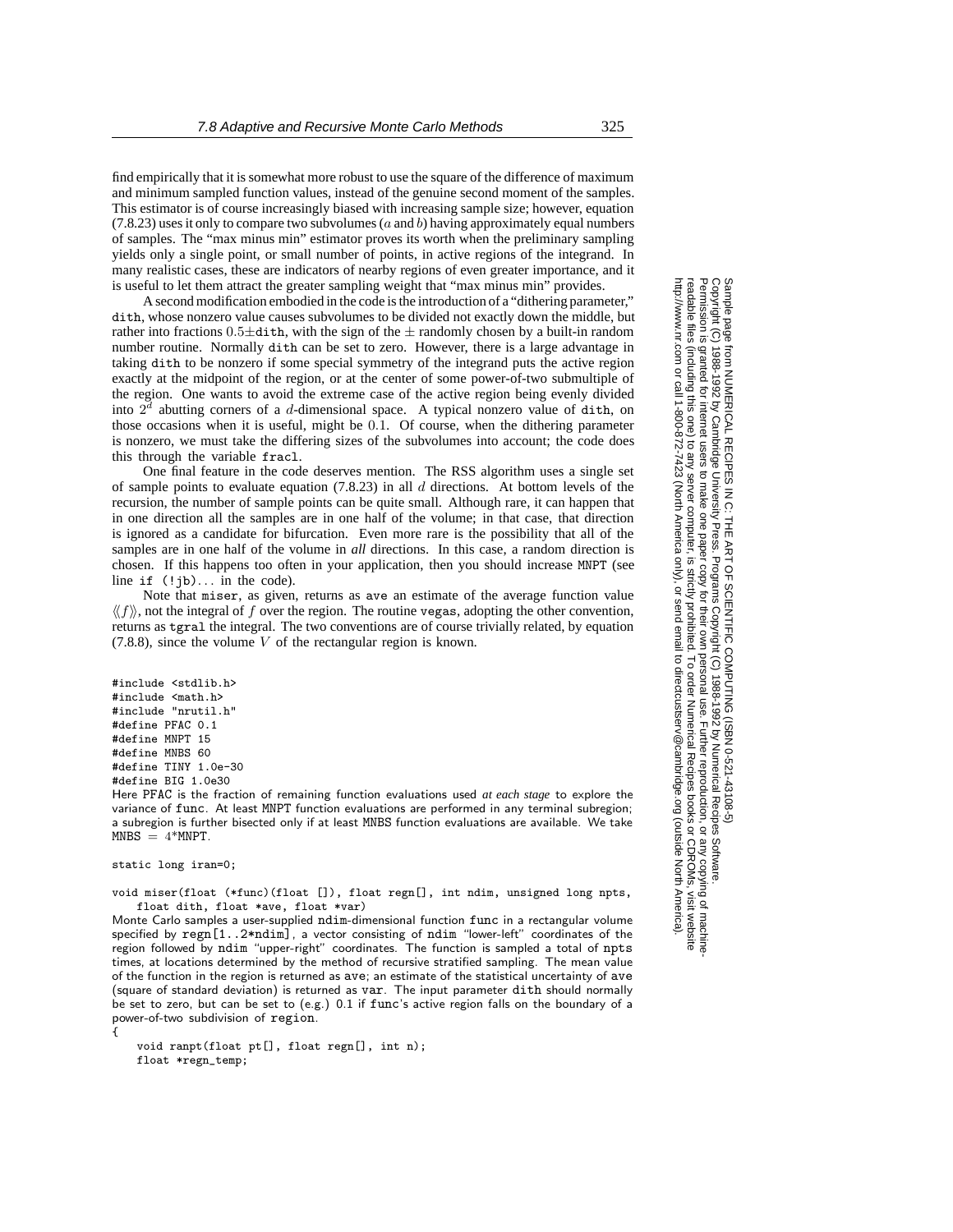find empirically that it is somewhat more robust to use the square of the difference of maximum and minimum sampled function values, instead of the genuine second moment of the samples. This estimator is of course increasingly biased with increasing sample size; however, equation (7.8.23) uses it only to compare two subvolumes ($a$ and $b$) having approximately equal numbers of samples. The "max minus min" estimator proves its worth when the preliminary sampling yields only a single point, or small number of points, in active regions of the integrand. In many realistic cases, these are indicators of nearby regions of even greater importance, and it is useful to let them attract the greater sampling weight that "max minus min" provides.

A second modification embodied in the code is the introduction of a "dithering parameter," dith, whose nonzero value causes subvolumes to be divided not exactly down the middle, but rather into fractions $0.5\pm$dith, with the sign of the $\pm$ randomly chosen by a built-in random number routine. Normally dith can be set to zero. However, there is a large advantage in taking dith to be nonzero if some special symmetry of the integrand puts the active region exactly at the midpoint of the region, or at the center of some power-of-two submultiple of the region. One wants to avoid the extreme case of the active region being evenly divided into $2^d$ abutting corners of a $d$-dimensional space. A typical nonzero value of dith, on those occasions when it is useful, might be $0.1$. Of course, when the dithering parameter is nonzero, we must take the differing sizes of the subvolumes into account; the code does this through the variable fracl.

One final feature in the code deserves mention. The RSS algorithm uses a single set of sample points to evaluate equation (7.8.23) in all $d$ directions. At bottom levels of the recursion, the number of sample points can be quite small. Although rare, it can happen that in one direction all the samples are in one half of the volume; in that case, that direction is ignored as a candidate for bifurcation. Even more rare is the possibility that all of the samples are in one half of the volume in *all* directions. In this case, a random direction is chosen. If this happens too often in your application, then you should increase MNPT (see line if (!jb)... in the code).

Note that miser, as given, returns as ave an estimate of the average function value $\langle\langle f\rangle\rangle$, not the integral of $f$ over the region. The routine vegas, adopting the other convention, returns as tgral the integral. The two conventions are of course trivially related, by equation (7.8.8), since the volume $V$ of the rectangular region is known.

```
#include <stdlib.h>
#include <math.h>
#include "nrutil.h"
#define PFAC 0.1
#define MNPT 15
#define MNBS 60
#define TINY 1.0e-30
#define BIG 1.0e30
```

Here PFAC is the fraction of remaining function evaluations used *at each stage* to explore the variance of func. At least MNPT function evaluations are performed in any terminal subregion; a subregion is further bisected only if at least MNBS function evaluations are available. We take MNBS = 4*MNPT.

```
static long iran=0;

void miser(float (*func)(float []), float regn[], int ndim, unsigned long npts,
    float dith, float *ave, float *var)
```

Monte Carlo samples a user-supplied ndim-dimensional function func in a rectangular volume specified by regn[1..2*ndim], a vector consisting of ndim "lower-left" coordinates of the region followed by ndim "upper-right" coordinates. The function is sampled a total of npts times, at locations determined by the method of recursive stratified sampling. The mean value of the function in the region is returned as ave; an estimate of the statistical uncertainty of ave (square of standard deviation) is returned as var. The input parameter dith should normally be set to zero, but can be set to (e.g.) 0.1 if func's active region falls on the boundary of a power-of-two subdivision of region.

```
{
    void ranpt(float pt[], float regn[], int n);
    float *regn_temp;
```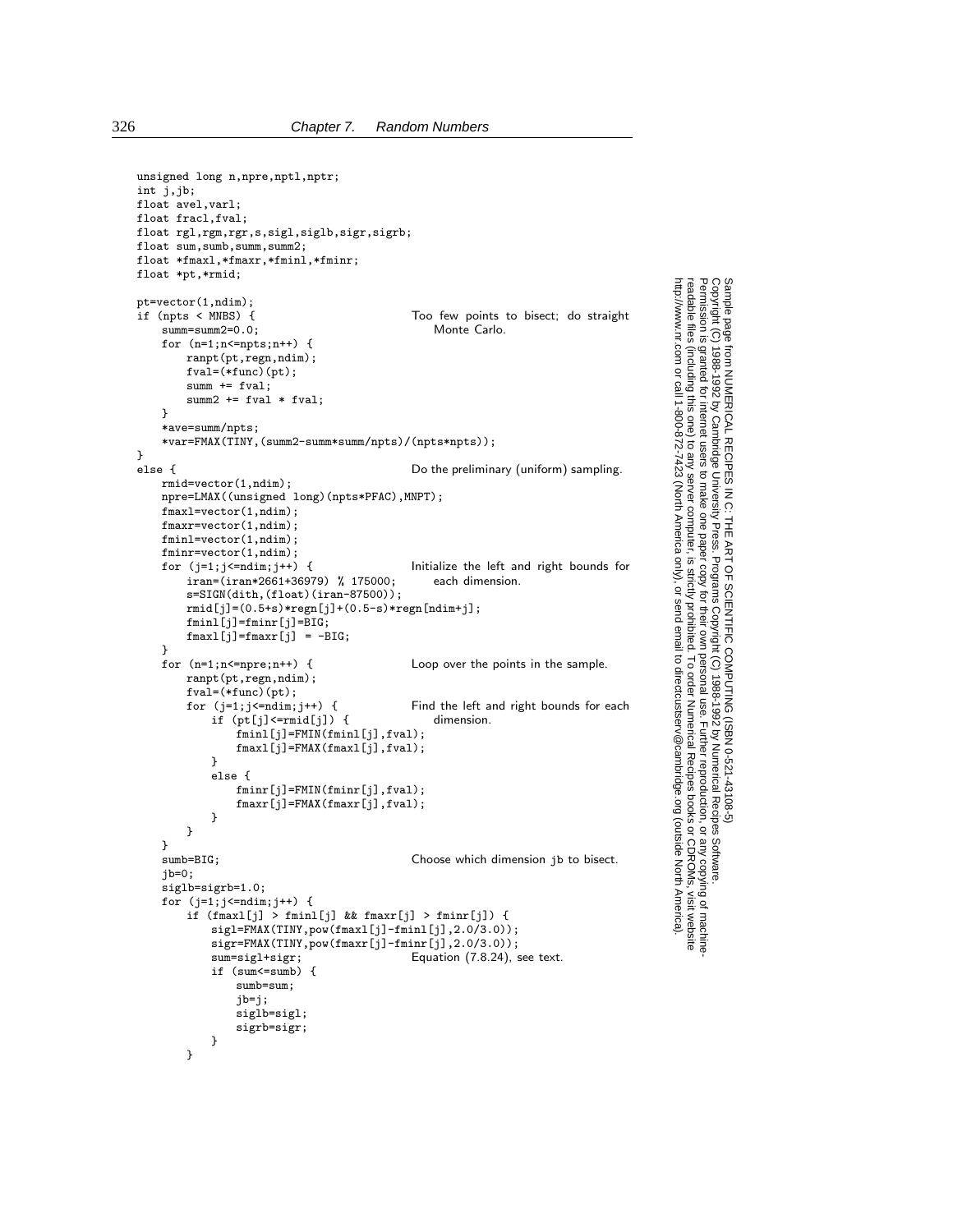```
unsigned long n,npre,nptl,nptr;
int j,jb;
float avel,varl;
float fracl,fval;
float rgl,rgm,rgr,s,sigl,siglb,sigr,sigrb;
float sum,sumb,summ,summ2;
float *fmaxl,*fmaxr,*fminl,*fminr;
float *pt,*rmid;

pt=vector(1,ndim);
if (npts < MNBS) {                          Too few points to bisect; do straight
    summ=summ2=0.0;                              Monte Carlo.
    for (n=1;n<=npts;n++) {
        ranpt(pt,regn,ndim);
        fval=(*func)(pt);
        summ += fval;
        summ2 += fval * fval;
    }
    *ave=summ/npts;
    *var=FMAX(TINY,(summ2-summ*summ/npts)/(npts*npts));
}
else {                                      Do the preliminary (uniform) sampling.
    rmid=vector(1,ndim);
    npre=LMAX((unsigned long)(npts*PFAC),MNPT);
    fmaxl=vector(1,ndim);
    fmaxr=vector(1,ndim);
    fminl=vector(1,ndim);
    fminr=vector(1,ndim);
    for (j=1;j<=ndim;j++) {                 Initialize the left and right bounds for
        iran=(iran*2661+36979) % 175000;         each dimension.
        s=SIGN(dith,(float)(iran-87500));
        rmid[j]=(0.5+s)*regn[j]+(0.5-s)*regn[ndim+j];
        fminl[j]=fminr[j]=BIG;
        fmaxl[j]=fmaxr[j] = -BIG;
    }
    for (n=1;n<=npre;n++) {                 Loop over the points in the sample.
        ranpt(pt,regn,ndim);
        fval=(*func)(pt);
        for (j=1;j<=ndim;j++) {             Find the left and right bounds for each
            if (pt[j]<=rmid[j]) {                dimension.
                fminl[j]=FMIN(fminl[j],fval);
                fmaxl[j]=FMAX(fmaxl[j],fval);
            }
            else {
                fminr[j]=FMIN(fminr[j],fval);
                fmaxr[j]=FMAX(fmaxr[j],fval);
            }
        }
    }
    sumb=BIG;                               Choose which dimension jb to bisect.
    jb=0;
    siglb=sigrb=1.0;
    for (j=1;j<=ndim;j++) {
        if (fmaxl[j] > fminl[j] && fmaxr[j] > fminr[j]) {
            sigl=FMAX(TINY,pow(fmaxl[j]-fminl[j],2.0/3.0));
            sigr=FMAX(TINY,pow(fmaxr[j]-fminr[j],2.0/3.0));
            sum=sigl+sigr;                  Equation (7.8.24), see text.
            if (sum<=sumb) {
                sumb=sum;
                jb=j;
                siglb=sigl;
                sigrb=sigr;
            }
        }
```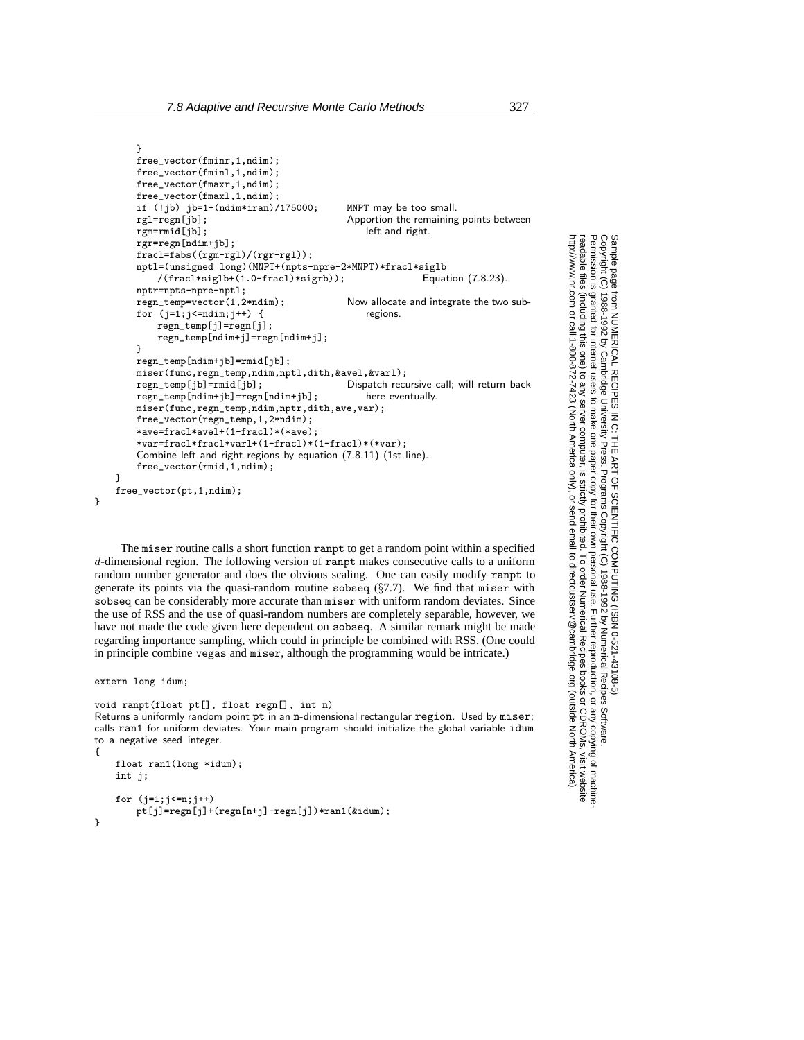```
        }
        free_vector(fminr,1,ndim);
        free_vector(fminl,1,ndim);
        free_vector(fmaxr,1,ndim);
        free_vector(fmaxl,1,ndim);
        if (!jb) jb=1+(ndim*iran)/175000;      MNPT may be too small.
        rgl=regn[jb];                          Apportion the remaining points between
        rgm=rmid[jb];                              left and right.
        rgr=regn[ndim+jb];
        fracl=fabs((rgm-rgl)/(rgr-rgl));
        nptl=(unsigned long)(MNPT+(npts-npre-2*MNPT)*fracl*siglb
            /(fracl*siglb+(1.0-fracl)*sigrb));                 Equation (7.8.23).
        nptr=npts-npre-nptl;
        regn_temp=vector(1,2*ndim);            Now allocate and integrate the two sub-
        for (j=1;j<=ndim;j++) {                    regions.
            regn_temp[j]=regn[j];
            regn_temp[ndim+j]=regn[ndim+j];
        }
        regn_temp[ndim+jb]=rmid[jb];
        miser(func,regn_temp,ndim,nptl,dith,&avel,&varl);
        regn_temp[jb]=rmid[jb];                Dispatch recursive call; will return back
        regn_temp[ndim+jb]=regn[ndim+jb];          here eventually.
        miser(func,regn_temp,ndim,nptr,dith,ave,var);
        free_vector(regn_temp,1,2*ndim);
        *ave=fracl*avel+(1-fracl)*(*ave);
        *var=fracl*fracl*varl+(1-fracl)*(1-fracl)*(*var);
        Combine left and right regions by equation (7.8.11) (1st line).
        free_vector(rmid,1,ndim);
    }
    free_vector(pt,1,ndim);
}
```

The `miser` routine calls a short function `ranpt` to get a random point within a specified $d$-dimensional region. The following version of `ranpt` makes consecutive calls to a uniform random number generator and does the obvious scaling. One can easily modify `ranpt` to generate its points via the quasi-random routine `sobseq` (§7.7). We find that `miser` with `sobseq` can be considerably more accurate than `miser` with uniform random deviates. Since the use of RSS and the use of quasi-random numbers are completely separable, however, we have not made the code given here dependent on `sobseq`. A similar remark might be made regarding importance sampling, which could in principle be combined with RSS. (One could in principle combine `vegas` and `miser`, although the programming would be intricate.)

```
extern long idum;

void ranpt(float pt[], float regn[], int n)
Returns a uniformly random point pt in an n-dimensional rectangular region. Used by miser;
calls ran1 for uniform deviates. Your main program should initialize the global variable idum
to a negative seed integer.
{
    float ran1(long *idum);
    int j;

    for (j=1;j<=n;j++)
        pt[j]=regn[j]+(regn[n+j]-regn[j])*ran1(&idum);
}
```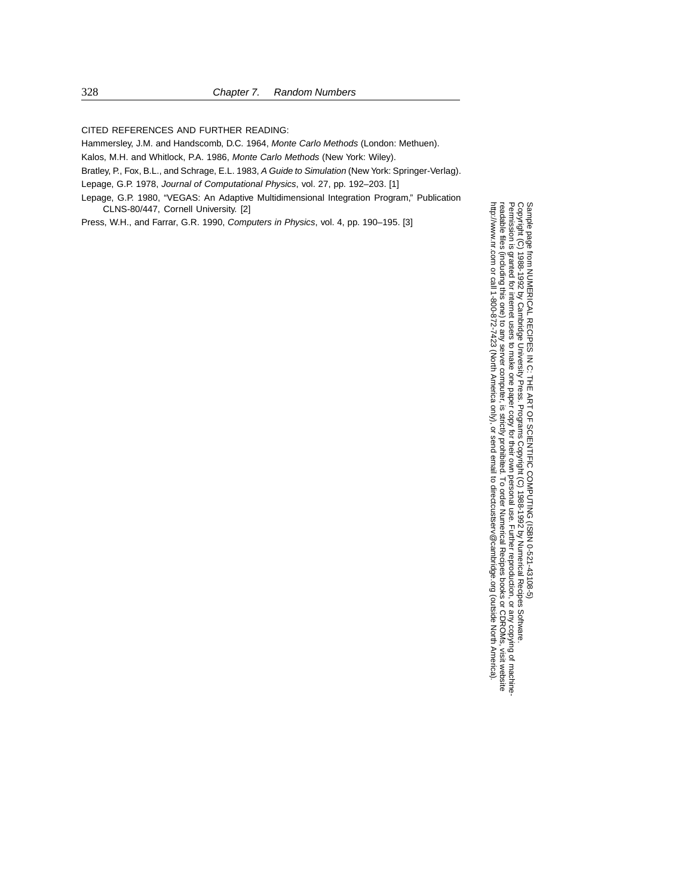CITED REFERENCES AND FURTHER READING:

Hammersley, J.M. and Handscomb, D.C. 1964, *Monte Carlo Methods* (London: Methuen).

Kalos, M.H. and Whitlock, P.A. 1986, *Monte Carlo Methods* (New York: Wiley).

Bratley, P., Fox, B.L., and Schrage, E.L. 1983, *A Guide to Simulation* (New York: Springer-Verlag).

Lepage, G.P. 1978, *Journal of Computational Physics*, vol. 27, pp. 192–203. [1]

Lepage, G.P. 1980, "VEGAS: An Adaptive Multidimensional Integration Program," Publication CLNS-80/447, Cornell University. [2]

Press, W.H., and Farrar, G.R. 1990, *Computers in Physics*, vol. 4, pp. 190–195. [3]